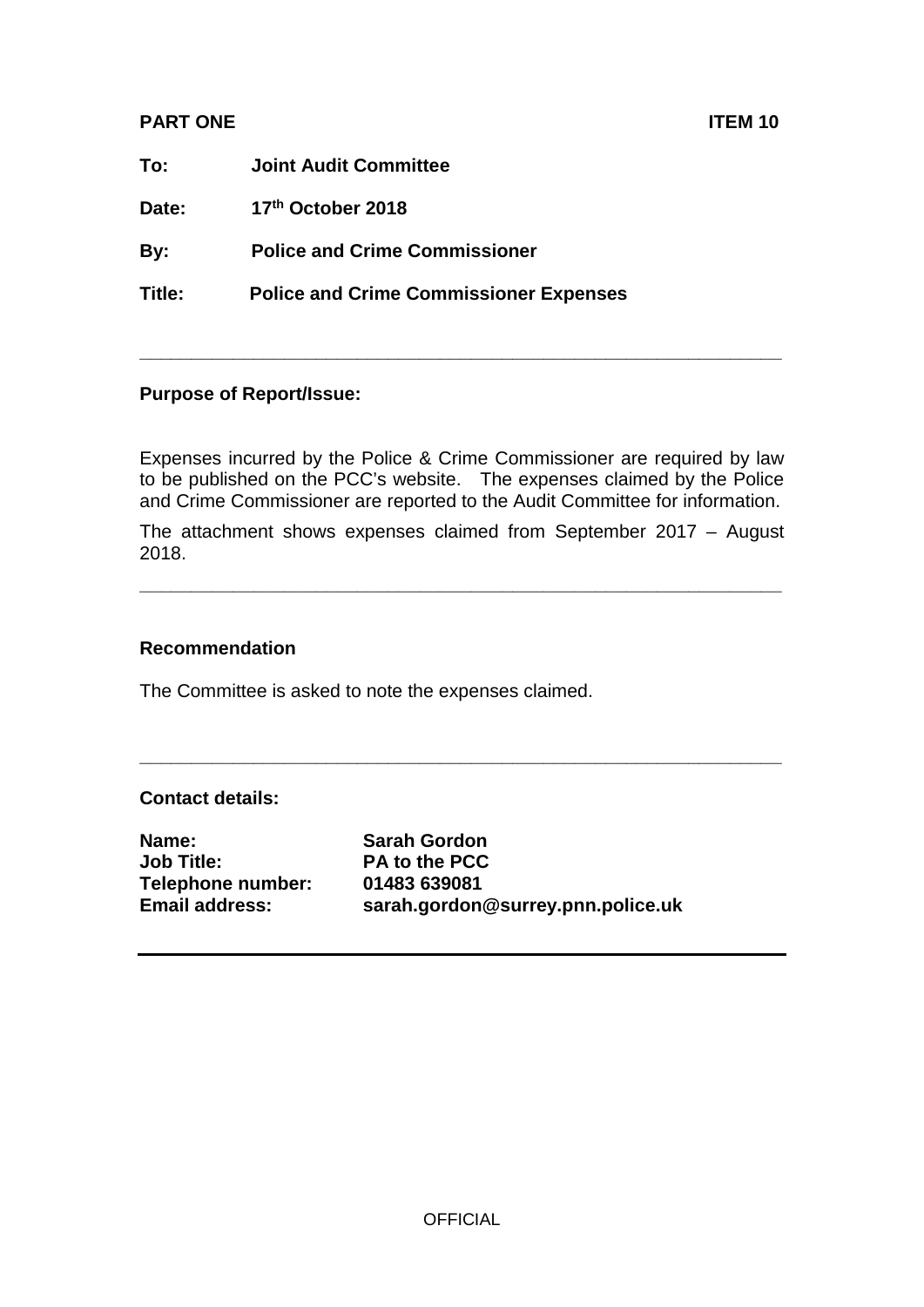**PART ONE** **ITEM 10**

**To:** **Joint Audit Committee**

**Date:** **17th October 2018**

**By:** **Police and Crime Commissioner**

**Title:** **Police and Crime Commissioner Expenses**

---

**Purpose of Report/Issue:**

Expenses incurred by the Police & Crime Commissioner are required by law to be published on the PCC's website. The expenses claimed by the Police and Crime Commissioner are reported to the Audit Committee for information.

The attachment shows expenses claimed from September 2017 – August 2018.

---

**Recommendation**

The Committee is asked to note the expenses claimed.

---

**Contact details:**

**Name:** **Sarah Gordon**
**Job Title:** **PA to the PCC**
**Telephone number:** **01483 639081**
**Email address:** **sarah.gordon@surrey.pnn.police.uk**

---

OFFICIAL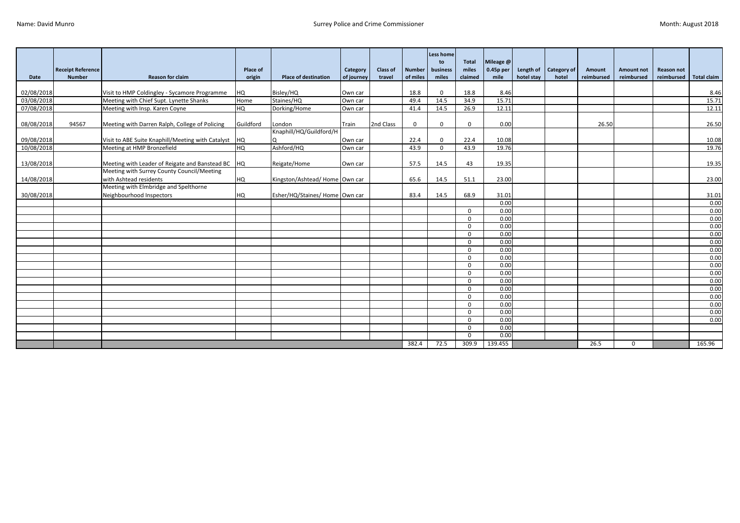Name: David Munro

Surrey Police and Crime Commissioner

Month: August 2018

| Date | Receipt Reference Number | Reason for claim | Place of origin | Place of destination | Category of journey | Class of travel | Number of miles | Less home to business miles | Total miles claimed | Mileage @ 0.45p per mile | Length of hotel stay | Category of hotel | Amount reimbursed | Amount not reimbursed | Reason not reimbursed | Total claim |
|---|---|---|---|---|---|---|---|---|---|---|---|---|---|---|---|---|
| 02/08/2018 | | Visit to HMP Coldingley - Sycamore Programme | HQ | Bisley/HQ | Own car | | 18.8 | 0 | 18.8 | 8.46 | | | | | | 8.46 |
| 03/08/2018 | | Meeting with Chief Supt. Lynette Shanks | Home | Staines/HQ | Own car | | 49.4 | 14.5 | 34.9 | 15.71 | | | | | | 15.71 |
| 07/08/2018 | | Meeting with Insp. Karen Coyne | HQ | Dorking/Home | Own car | | 41.4 | 14.5 | 26.9 | 12.11 | | | | | | 12.11 |
| 08/08/2018 | 94567 | Meeting with Darren Ralph, College of Policing | Guildford | London | Train | 2nd Class | 0 | 0 | 0 | 0.00 | | | 26.50 | | | 26.50 |
| 09/08/2018 | | Visit to ABE Suite Knaphill/Meeting with Catalyst | HQ | Knaphill/HQ/Guildford/HQ | Own car | | 22.4 | 0 | 22.4 | 10.08 | | | | | | 10.08 |
| 10/08/2018 | | Meeting at HMP Bronzefield | HQ | Ashford/HQ | Own car | | 43.9 | 0 | 43.9 | 19.76 | | | | | | 19.76 |
| 13/08/2018 | | Meeting with Leader of Reigate and Banstead BC | HQ | Reigate/Home | Own car | | 57.5 | 14.5 | 43 | 19.35 | | | | | | 19.35 |
| 14/08/2018 | | Meeting with Surrey County Council/Meeting with Ashtead residents | HQ | Kingston/Ashtead/ Home | Own car | | 65.6 | 14.5 | 51.1 | 23.00 | | | | | | 23.00 |
| 30/08/2018 | | Meeting with Elmbridge and Spelthorne Neighbourhood Inspectors | HQ | Esher/HQ/Staines/ Home | Own car | | 83.4 | 14.5 | 68.9 | 31.01 | | | | | | 31.01 |
| | | | | | | | | | | 0.00 | | | | | | 0.00 |
| | | | | | | | | | 0 | 0.00 | | | | | | 0.00 |
| | | | | | | | | | 0 | 0.00 | | | | | | 0.00 |
| | | | | | | | | | 0 | 0.00 | | | | | | 0.00 |
| | | | | | | | | | 0 | 0.00 | | | | | | 0.00 |
| | | | | | | | | | 0 | 0.00 | | | | | | 0.00 |
| | | | | | | | | | 0 | 0.00 | | | | | | 0.00 |
| | | | | | | | | | 0 | 0.00 | | | | | | 0.00 |
| | | | | | | | | | 0 | 0.00 | | | | | | 0.00 |
| | | | | | | | | | 0 | 0.00 | | | | | | 0.00 |
| | | | | | | | | | 0 | 0.00 | | | | | | 0.00 |
| | | | | | | | | | 0 | 0.00 | | | | | | 0.00 |
| | | | | | | | | | 0 | 0.00 | | | | | | 0.00 |
| | | | | | | | | | 0 | 0.00 | | | | | | 0.00 |
| | | | | | | | | | 0 | 0.00 | | | | | | 0.00 |
| | | | | | | | | | 0 | 0.00 | | | | | | 0.00 |
| | | | | | | | | | 0 | 0.00 | | | | | | |
| | | | | | | | | | 0 | 0.00 | | | | | | |
| | | | | | | | 382.4 | 72.5 | 309.9 | 139.455 | | | 26.5 | 0 | | 165.96 |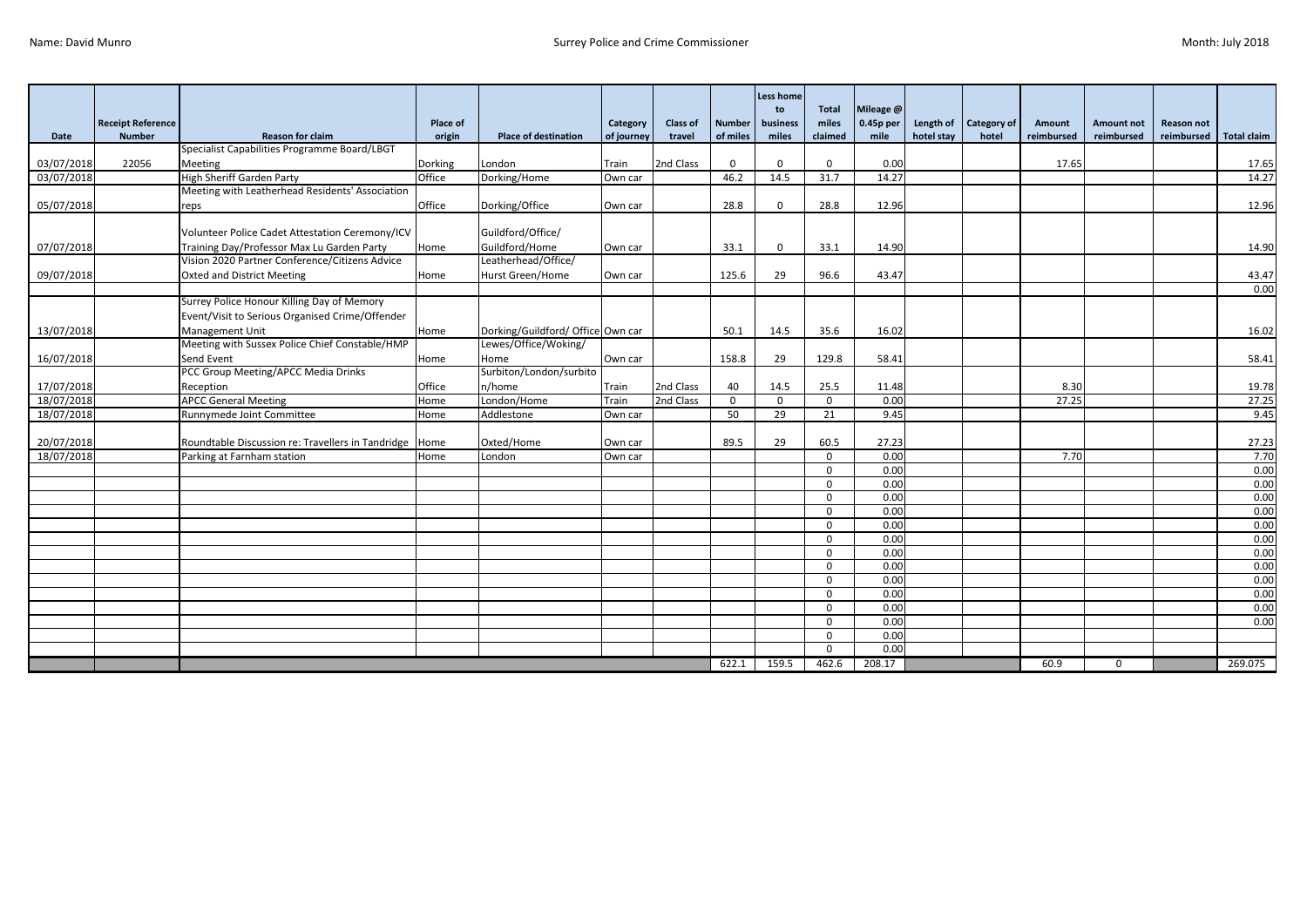Name: David Munro

Surrey Police and Crime Commissioner

Month: July 2018

| Date | Receipt Reference Number | Reason for claim | Place of origin | Place of destination | Category of journey | Class of travel | Number of miles | Less home to business miles | Total miles claimed | Mileage @ 0.45p per mile | Length of hotel stay | Category of hotel | Amount reimbursed | Amount not reimbursed | Reason not reimbursed | Total claim |
|---|---|---|---|---|---|---|---|---|---|---|---|---|---|---|---|---|
| 03/07/2018 | 22056 | Specialist Capabilities Programme Board/LBGT Meeting | Dorking | London | Train | 2nd Class | 0 | 0 | 0 | 0.00 | | | 17.65 | | | 17.65 |
| 03/07/2018 | | High Sheriff Garden Party | Office | Dorking/Home | Own car | | 46.2 | 14.5 | 31.7 | 14.27 | | | | | | 14.27 |
| 05/07/2018 | | Meeting with Leatherhead Residents' Association reps | Office | Dorking/Office | Own car | | 28.8 | 0 | 28.8 | 12.96 | | | | | | 12.96 |
| 07/07/2018 | | Volunteer Police Cadet Attestation Ceremony/ICV Training Day/Professor Max Lu Garden Party | Home | Guildford/Office/ Guildford/Home | Own car | | 33.1 | 0 | 33.1 | 14.90 | | | | | | 14.90 |
| 09/07/2018 | | Vision 2020 Partner Conference/Citizens Advice Oxted and District Meeting | Home | Leatherhead/Office/ Hurst Green/Home | Own car | | 125.6 | 29 | 96.6 | 43.47 | | | | | | 43.47 |
| | | | | | | | | | | | | | | | | 0.00 |
| 13/07/2018 | | Surrey Police Honour Killing Day of Memory Event/Visit to Serious Organised Crime/Offender Management Unit | Home | Dorking/Guildford/ Office | Own car | | 50.1 | 14.5 | 35.6 | 16.02 | | | | | | 16.02 |
| 16/07/2018 | | Meeting with Sussex Police Chief Constable/HMP Send Event | Home | Lewes/Office/Woking/ Home | Own car | | 158.8 | 29 | 129.8 | 58.41 | | | | | | 58.41 |
| 17/07/2018 | | PCC Group Meeting/APCC Media Drinks Reception | Office | Surbiton/London/surbiton/home | Train | 2nd Class | 40 | 14.5 | 25.5 | 11.48 | | | 8.30 | | | 19.78 |
| 18/07/2018 | | APCC General Meeting | Home | London/Home | Train | 2nd Class | 0 | 0 | 0 | 0.00 | | | 27.25 | | | 27.25 |
| 18/07/2018 | | Runnymede Joint Committee | Home | Addlestone | Own car | | 50 | 29 | 21 | 9.45 | | | | | | 9.45 |
| 20/07/2018 | | Roundtable Discussion re: Travellers in Tandridge | Home | Oxted/Home | Own car | | 89.5 | 29 | 60.5 | 27.23 | | | | | | 27.23 |
| 18/07/2018 | | Parking at Farnham station | Home | London | Own car | | | | 0 | 0.00 | | | 7.70 | | | 7.70 |
| | | | | | | | | | 0 | 0.00 | | | | | | 0.00 |
| | | | | | | | | | 0 | 0.00 | | | | | | 0.00 |
| | | | | | | | | | 0 | 0.00 | | | | | | 0.00 |
| | | | | | | | | | 0 | 0.00 | | | | | | 0.00 |
| | | | | | | | | | 0 | 0.00 | | | | | | 0.00 |
| | | | | | | | | | 0 | 0.00 | | | | | | 0.00 |
| | | | | | | | | | 0 | 0.00 | | | | | | 0.00 |
| | | | | | | | | | 0 | 0.00 | | | | | | 0.00 |
| | | | | | | | | | 0 | 0.00 | | | | | | 0.00 |
| | | | | | | | | | 0 | 0.00 | | | | | | 0.00 |
| | | | | | | | | | 0 | 0.00 | | | | | | 0.00 |
| | | | | | | | | | 0 | 0.00 | | | | | | 0.00 |
| | | | | | | | | | 0 | 0.00 | | | | | | |
| | | | | | | | | | 0 | 0.00 | | | | | | |
| | | | | | | | 622.1 | 159.5 | 462.6 | 208.17 | | | 60.9 | 0 | | 269.075 |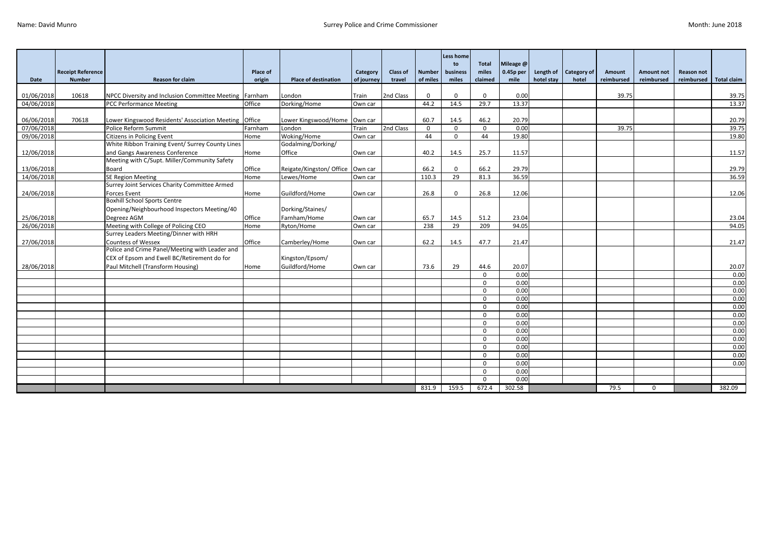Name: David Munro | Surrey Police and Crime Commissioner | Month: June 2018

| Date | Receipt Reference Number | Reason for claim | Place of origin | Place of destination | Category of journey | Class of travel | Number of miles | Less home to business miles | Total miles claimed | Mileage @ 0.45p per mile | Length of hotel stay | Category of hotel | Amount reimbursed | Amount not reimbursed | Reason not reimbursed | Total claim |
|---|---|---|---|---|---|---|---|---|---|---|---|---|---|---|---|---|
| 01/06/2018 | 10618 | NPCC Diversity and Inclusion Committee Meeting | Farnham | London | Train | 2nd Class | 0 | 0 | 0 | 0.00 | | | 39.75 | | | 39.75 |
| 04/06/2018 | | PCC Performance Meeting | Office | Dorking/Home | Own car | | 44.2 | 14.5 | 29.7 | 13.37 | | | | | | 13.37 |
| 06/06/2018 | 70618 | Lower Kingswood Residents' Association Meeting | Office | Lower Kingswood/Home | Own car | | 60.7 | 14.5 | 46.2 | 20.79 | | | | | | 20.79 |
| 07/06/2018 | | Police Reform Summit | Farnham | London | Train | 2nd Class | 0 | 0 | 0 | 0.00 | | | 39.75 | | | 39.75 |
| 09/06/2018 | | Citizens in Policing Event | Home | Woking/Home | Own car | | 44 | 0 | 44 | 19.80 | | | | | | 19.80 |
| 12/06/2018 | | White Ribbon Training Event/ Surrey County Lines and Gangs Awareness Conference | Home | Godalming/Dorking/ Office | Own car | | 40.2 | 14.5 | 25.7 | 11.57 | | | | | | 11.57 |
| 13/06/2018 | | Meeting with C/Supt. Miller/Community Safety Board | Office | Reigate/Kingston/ Office | Own car | | 66.2 | 0 | 66.2 | 29.79 | | | | | | 29.79 |
| 14/06/2018 | | SE Region Meeting | Home | Lewes/Home | Own car | | 110.3 | 29 | 81.3 | 36.59 | | | | | | 36.59 |
| 24/06/2018 | | Surrey Joint Services Charity Committee Armed Forces Event | Home | Guildford/Home | Own car | | 26.8 | 0 | 26.8 | 12.06 | | | | | | 12.06 |
| 25/06/2018 | | Boxhill School Sports Centre Opening/Neighbourhood Inspectors Meeting/40 Degreez AGM | Office | Dorking/Staines/ Farnham/Home | Own car | | 65.7 | 14.5 | 51.2 | 23.04 | | | | | | 23.04 |
| 26/06/2018 | | Meeting with College of Policing CEO | Home | Ryton/Home | Own car | | 238 | 29 | 209 | 94.05 | | | | | | 94.05 |
| 27/06/2018 | | Surrey Leaders Meeting/Dinner with HRH Countess of Wessex | Office | Camberley/Home | Own car | | 62.2 | 14.5 | 47.7 | 21.47 | | | | | | 21.47 |
| 28/06/2018 | | Police and Crime Panel/Meeting with Leader and CEX of Epsom and Ewell BC/Retirement do for Paul Mitchell (Transform Housing) | Home | Kingston/Epsom/ Guildford/Home | Own car | | 73.6 | 29 | 44.6 | 20.07 | | | | | | 20.07 |
| | | | | | | | | | 0 | 0.00 | | | | | | 0.00 |
| | | | | | | | | | 0 | 0.00 | | | | | | 0.00 |
| | | | | | | | | | 0 | 0.00 | | | | | | 0.00 |
| | | | | | | | | | 0 | 0.00 | | | | | | 0.00 |
| | | | | | | | | | 0 | 0.00 | | | | | | 0.00 |
| | | | | | | | | | 0 | 0.00 | | | | | | 0.00 |
| | | | | | | | | | 0 | 0.00 | | | | | | 0.00 |
| | | | | | | | | | 0 | 0.00 | | | | | | 0.00 |
| | | | | | | | | | 0 | 0.00 | | | | | | 0.00 |
| | | | | | | | | | 0 | 0.00 | | | | | | 0.00 |
| | | | | | | | | | 0 | 0.00 | | | | | | 0.00 |
| | | | | | | | | | 0 | 0.00 | | | | | | 0.00 |
| | | | | | | | | | 0 | 0.00 | | | | | | |
| | | | | | | | | | 0 | 0.00 | | | | | | |
| | | | | | | | 831.9 | 159.5 | 672.4 | 302.58 | | | 79.5 | 0 | | 382.09 |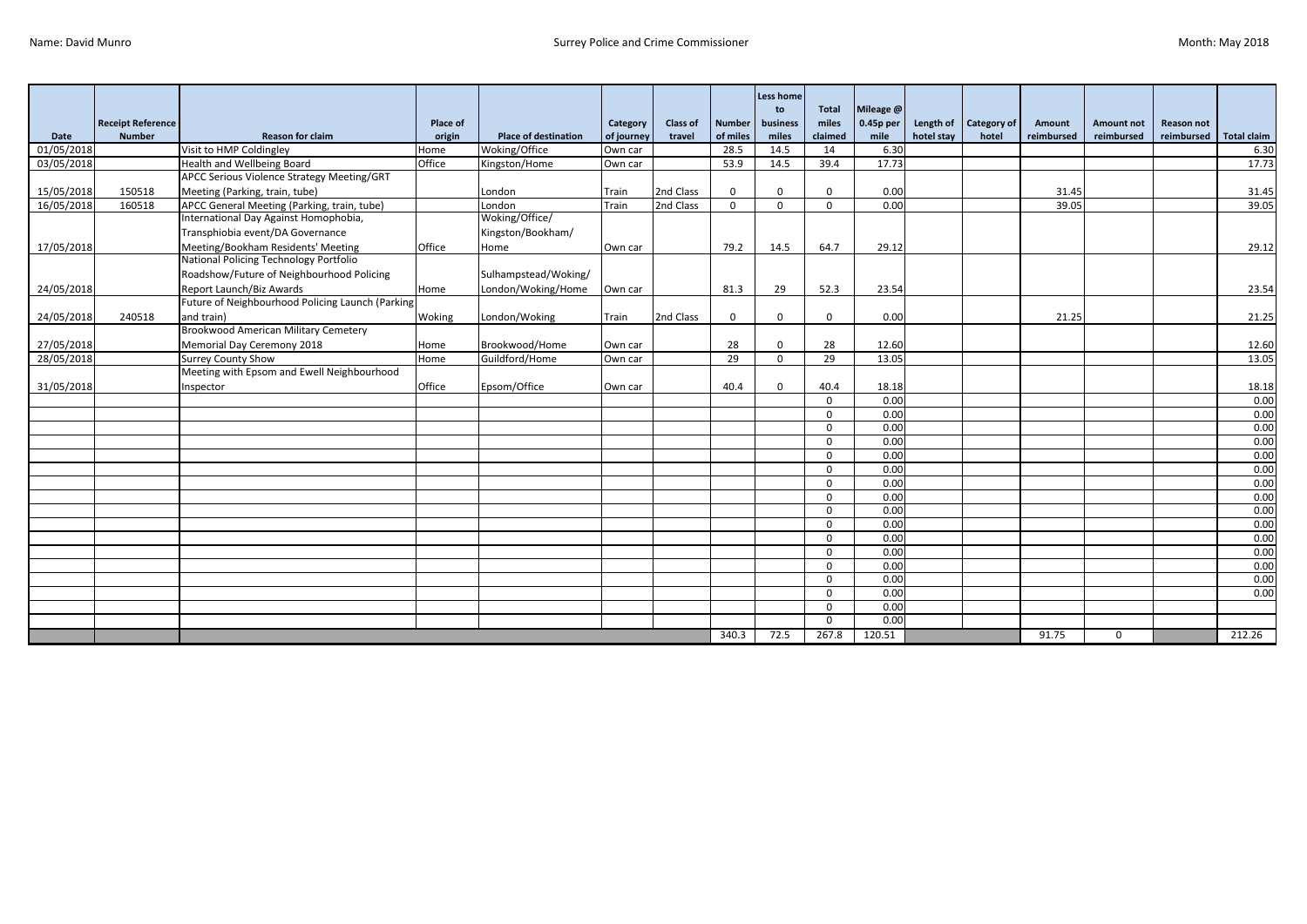Name: David Munro

Surrey Police and Crime Commissioner

Month: May 2018

| Date | Receipt Reference Number | Reason for claim | Place of origin | Place of destination | Category of journey | Class of travel | Number of miles | Less home to business miles | Total miles claimed | Mileage @ 0.45p per mile | Length of hotel stay | Category of hotel | Amount reimbursed | Amount not reimbursed | Reason not reimbursed | Total claim |
|---|---|---|---|---|---|---|---|---|---|---|---|---|---|---|---|---|
| 01/05/2018 | | Visit to HMP Coldingley | Home | Woking/Office | Own car | | 28.5 | 14.5 | 14 | 6.30 | | | | | | 6.30 |
| 03/05/2018 | | Health and Wellbeing Board | Office | Kingston/Home | Own car | | 53.9 | 14.5 | 39.4 | 17.73 | | | | | | 17.73 |
| 15/05/2018 | 150518 | APCC Serious Violence Strategy Meeting/GRT Meeting (Parking, train, tube) | | London | Train | 2nd Class | 0 | 0 | 0 | 0.00 | | | 31.45 | | | 31.45 |
| 16/05/2018 | 160518 | APCC General Meeting (Parking, train, tube) | | London | Train | 2nd Class | 0 | 0 | 0 | 0.00 | | | 39.05 | | | 39.05 |
| 17/05/2018 | | International Day Against Homophobia, Transphiobia event/DA Governance Meeting/Bookham Residents' Meeting | Office | Woking/Office/ Kingston/Bookham/ Home | Own car | | 79.2 | 14.5 | 64.7 | 29.12 | | | | | | 29.12 |
| 24/05/2018 | | National Policing Technology Portfolio Roadshow/Future of Neighbourhood Policing Report Launch/Biz Awards | Home | Sulhampstead/Woking/ London/Woking/Home | Own car | | 81.3 | 29 | 52.3 | 23.54 | | | | | | 23.54 |
| 24/05/2018 | 240518 | Future of Neighbourhood Policing Launch (Parking and train) | Woking | London/Woking | Train | 2nd Class | 0 | 0 | 0 | 0.00 | | | 21.25 | | | 21.25 |
| 27/05/2018 | | Brookwood American Military Cemetery Memorial Day Ceremony 2018 | Home | Brookwood/Home | Own car | | 28 | 0 | 28 | 12.60 | | | | | | 12.60 |
| 28/05/2018 | | Surrey County Show | Home | Guildford/Home | Own car | | 29 | 0 | 29 | 13.05 | | | | | | 13.05 |
| 31/05/2018 | | Meeting with Epsom and Ewell Neighbourhood Inspector | Office | Epsom/Office | Own car | | 40.4 | 0 | 40.4 | 18.18 | | | | | | 18.18 |
| | | | | | | | | | 0 | 0.00 | | | | | | 0.00 |
| | | | | | | | | | 0 | 0.00 | | | | | | 0.00 |
| | | | | | | | | | 0 | 0.00 | | | | | | 0.00 |
| | | | | | | | | | 0 | 0.00 | | | | | | 0.00 |
| | | | | | | | | | 0 | 0.00 | | | | | | 0.00 |
| | | | | | | | | | 0 | 0.00 | | | | | | 0.00 |
| | | | | | | | | | 0 | 0.00 | | | | | | 0.00 |
| | | | | | | | | | 0 | 0.00 | | | | | | 0.00 |
| | | | | | | | | | 0 | 0.00 | | | | | | 0.00 |
| | | | | | | | | | 0 | 0.00 | | | | | | 0.00 |
| | | | | | | | | | 0 | 0.00 | | | | | | 0.00 |
| | | | | | | | | | 0 | 0.00 | | | | | | 0.00 |
| | | | | | | | | | 0 | 0.00 | | | | | | 0.00 |
| | | | | | | | | | 0 | 0.00 | | | | | | 0.00 |
| | | | | | | | | | 0 | 0.00 | | | | | | 0.00 |
| | | | | | | | | | 0 | 0.00 | | | | | | |
| | | | | | | | | | 0 | 0.00 | | | | | | |
| | | | | | | | 340.3 | 72.5 | 267.8 | 120.51 | | | 91.75 | 0 | | 212.26 |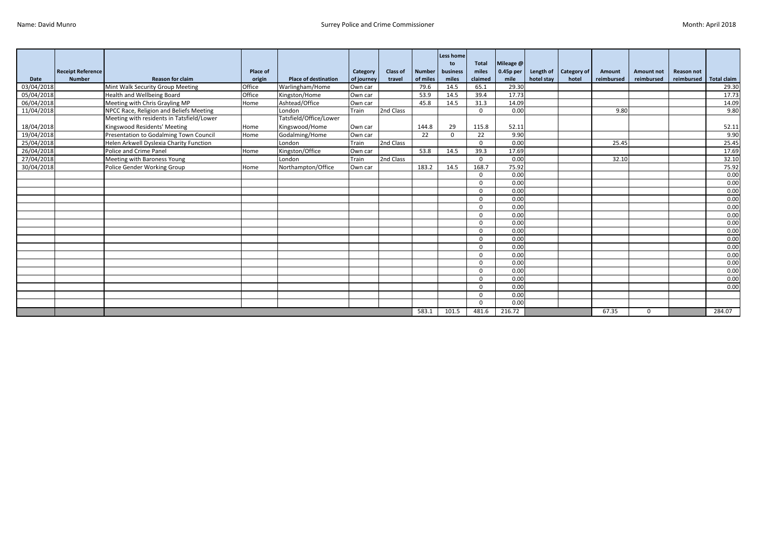Name: David Munro

Surrey Police and Crime Commissioner

Month: April 2018

| Date | Receipt Reference Number | Reason for claim | Place of origin | Place of destination | Category of journey | Class of travel | Number of miles | Less home to business miles | Total miles claimed | Mileage @ 0.45p per mile | Length of hotel stay | Category of hotel | Amount reimbursed | Amount not reimbursed | Reason not reimbursed | Total claim |
|---|---|---|---|---|---|---|---|---|---|---|---|---|---|---|---|---|
| 03/04/2018 | | Mint Walk Security Group Meeting | Office | Warlingham/Home | Own car | | 79.6 | 14.5 | 65.1 | 29.30 | | | | | | 29.30 |
| 05/04/2018 | | Health and Wellbeing Board | Office | Kingston/Home | Own car | | 53.9 | 14.5 | 39.4 | 17.73 | | | | | | 17.73 |
| 06/04/2018 | | Meeting with Chris Grayling MP | Home | Ashtead/Office | Own car | | 45.8 | 14.5 | 31.3 | 14.09 | | | | | | 14.09 |
| 11/04/2018 | | NPCC Race, Religion and Beliefs Meeting | | London | Train | 2nd Class | | | 0 | 0.00 | | | 9.80 | | | 9.80 |
| 18/04/2018 | | Meeting with residents in Tatsfield/Lower Kingswood Residents' Meeting | Home | Tatsfield/Office/Lower Kingswood/Home | Own car | | 144.8 | 29 | 115.8 | 52.11 | | | | | | 52.11 |
| 19/04/2018 | | Presentation to Godalming Town Council | Home | Godalming/Home | Own car | | 22 | 0 | 22 | 9.90 | | | | | | 9.90 |
| 25/04/2018 | | Helen Arkwell Dyslexia Charity Function | | London | Train | 2nd Class | | | 0 | 0.00 | | | 25.45 | | | 25.45 |
| 26/04/2018 | | Police and Crime Panel | Home | Kingston/Office | Own car | | 53.8 | 14.5 | 39.3 | 17.69 | | | | | | 17.69 |
| 27/04/2018 | | Meeting with Baroness Young | | London | Train | 2nd Class | | | 0 | 0.00 | | | 32.10 | | | 32.10 |
| 30/04/2018 | | Police Gender Working Group | Home | Northampton/Office | Own car | | 183.2 | 14.5 | 168.7 | 75.92 | | | | | | 75.92 |
| | | | | | | | | | 0 | 0.00 | | | | | | 0.00 |
| | | | | | | | | | 0 | 0.00 | | | | | | 0.00 |
| | | | | | | | | | 0 | 0.00 | | | | | | 0.00 |
| | | | | | | | | | 0 | 0.00 | | | | | | 0.00 |
| | | | | | | | | | 0 | 0.00 | | | | | | 0.00 |
| | | | | | | | | | 0 | 0.00 | | | | | | 0.00 |
| | | | | | | | | | 0 | 0.00 | | | | | | 0.00 |
| | | | | | | | | | 0 | 0.00 | | | | | | 0.00 |
| | | | | | | | | | 0 | 0.00 | | | | | | 0.00 |
| | | | | | | | | | 0 | 0.00 | | | | | | 0.00 |
| | | | | | | | | | 0 | 0.00 | | | | | | 0.00 |
| | | | | | | | | | 0 | 0.00 | | | | | | 0.00 |
| | | | | | | | | | 0 | 0.00 | | | | | | 0.00 |
| | | | | | | | | | 0 | 0.00 | | | | | | 0.00 |
| | | | | | | | | | 0 | 0.00 | | | | | | 0.00 |
| | | | | | | | | | 0 | 0.00 | | | | | | |
| | | | | | | | | | 0 | 0.00 | | | | | | |
| | | | | | | | 583.1 | 101.5 | 481.6 | 216.72 | | | 67.35 | 0 | | 284.07 |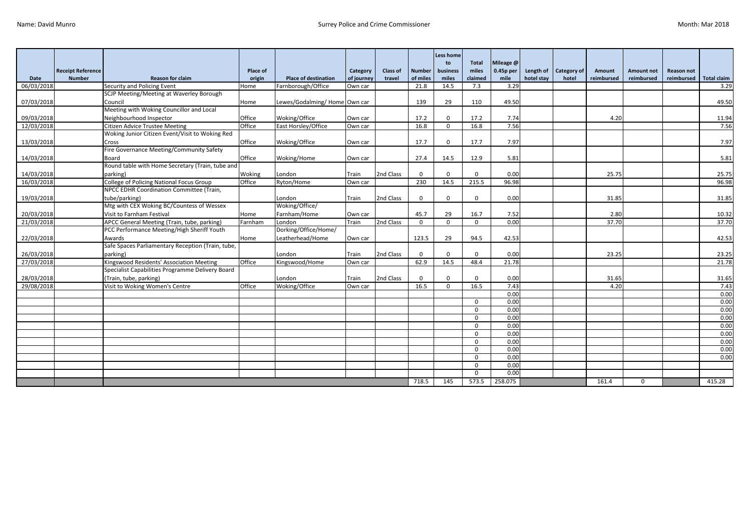Name: David Munro | Surrey Police and Crime Commissioner | Month: Mar 2018

| Date | Receipt Reference Number | Reason for claim | Place of origin | Place of destination | Category of journey | Class of travel | Number of miles | Less home to business miles | Total miles claimed | Mileage @ 0.45p per mile | Length of hotel stay | Category of hotel | Amount reimbursed | Amount not reimbursed | Reason not reimbursed | Total claim |
|---|---|---|---|---|---|---|---|---|---|---|---|---|---|---|---|---|
| 06/03/2018 | | Security and Policing Event | Home | Farnborough/Office | Own car | | 21.8 | 14.5 | 7.3 | 3.29 | | | | | | 3.29 |
| 07/03/2018 | | SCJP Meeting/Meeting at Waverley Borough Council | Home | Lewes/Godalming/ Home | Own car | | 139 | 29 | 110 | 49.50 | | | | | | 49.50 |
| 09/03/2018 | | Meeting with Woking Councillor and Local Neighbourhood Inspector | Office | Woking/Office | Own car | | 17.2 | 0 | 17.2 | 7.74 | | | 4.20 | | | 11.94 |
| 12/03/2018 | | Citizen Advice Trustee Meeting | Office | East Horsley/Office | Own car | | 16.8 | 0 | 16.8 | 7.56 | | | | | | 7.56 |
| 13/03/2018 | | Woking Junior Citizen Event/Visit to Woking Red Cross | Office | Woking/Office | Own car | | 17.7 | 0 | 17.7 | 7.97 | | | | | | 7.97 |
| 14/03/2018 | | Fire Governance Meeting/Community Safety Board | Office | Woking/Home | Own car | | 27.4 | 14.5 | 12.9 | 5.81 | | | | | | 5.81 |
| 14/03/2018 | | Round table with Home Secretary (Train, tube and parking) | Woking | London | Train | 2nd Class | 0 | 0 | 0 | 0.00 | | | 25.75 | | | 25.75 |
| 16/03/2018 | | College of Policing National Focus Group | Office | Ryton/Home | Own car | | 230 | 14.5 | 215.5 | 96.98 | | | | | | 96.98 |
| 19/03/2018 | | NPCC EDHR Coordination Committee (Train, tube/parking) | | London | Train | 2nd Class | 0 | 0 | 0 | 0.00 | | | 31.85 | | | 31.85 |
| 20/03/2018 | | Mtg with CEX Woking BC/Countess of Wessex Visit to Farnham Festival | Home | Woking/Office/ Farnham/Home | Own car | | 45.7 | 29 | 16.7 | 7.52 | | | 2.80 | | | 10.32 |
| 21/03/2018 | | APCC General Meeting (Train, tube, parking) | Farnham | London | Train | 2nd Class | 0 | 0 | 0 | 0.00 | | | 37.70 | | | 37.70 |
| 22/03/2018 | | PCC Performance Meeting/High Sheriff Youth Awards | Home | Dorking/Office/Home/ Leatherhead/Home | Own car | | 123.5 | 29 | 94.5 | 42.53 | | | | | | 42.53 |
| 26/03/2018 | | Safe Spaces Parliamentary Reception (Train, tube, parking) | | London | Train | 2nd Class | 0 | 0 | 0 | 0.00 | | | 23.25 | | | 23.25 |
| 27/03/2018 | | Kingswood Residents' Association Meeting | Office | Kingswood/Home | Own car | | 62.9 | 14.5 | 48.4 | 21.78 | | | | | | 21.78 |
| 28/03/2018 | | Specialist Capabilities Programme Delivery Board (Train, tube, parking) | | London | Train | 2nd Class | 0 | 0 | 0 | 0.00 | | | 31.65 | | | 31.65 |
| 29/08/2018 | | Visit to Woking Women's Centre | Office | Woking/Office | Own car | | 16.5 | 0 | 16.5 | 7.43 | | | 4.20 | | | 7.43 |
| | | | | | | | | | | 0.00 | | | | | | 0.00 |
| | | | | | | | | | 0 | 0.00 | | | | | | 0.00 |
| | | | | | | | | | 0 | 0.00 | | | | | | 0.00 |
| | | | | | | | | | 0 | 0.00 | | | | | | 0.00 |
| | | | | | | | | | 0 | 0.00 | | | | | | 0.00 |
| | | | | | | | | | 0 | 0.00 | | | | | | 0.00 |
| | | | | | | | | | 0 | 0.00 | | | | | | 0.00 |
| | | | | | | | | | 0 | 0.00 | | | | | | 0.00 |
| | | | | | | | | | 0 | 0.00 | | | | | | 0.00 |
| | | | | | | | | | 0 | 0.00 | | | | | | |
| | | | | | | | | | 0 | 0.00 | | | | | | |
| | | | | | | | 718.5 | 145 | 573.5 | 258.075 | | | 161.4 | 0 | | 415.28 |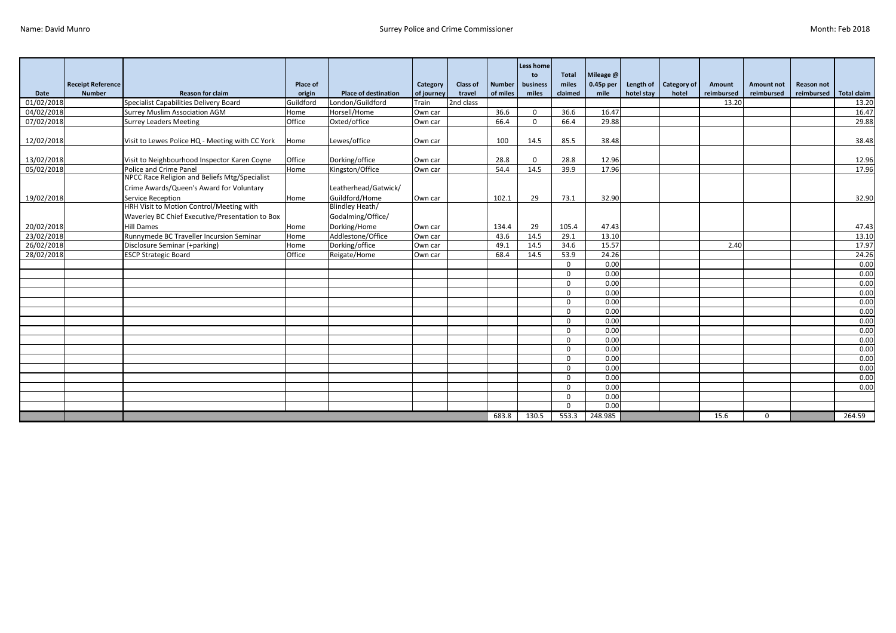Name: David Munro

Surrey Police and Crime Commissioner

Month: Feb 2018

| Date | Receipt Reference Number | Reason for claim | Place of origin | Place of destination | Category of journey | Class of travel | Number of miles | Less home to business miles | Total miles claimed | Mileage @ 0.45p per mile | Length of hotel stay | Category of hotel | Amount reimbursed | Amount not reimbursed | Reason not reimbursed | Total claim |
|---|---|---|---|---|---|---|---|---|---|---|---|---|---|---|---|---|
| 01/02/2018 | | Specialist Capabilities Delivery Board | Guildford | London/Guildford | Train | 2nd class | | | | | | | 13.20 | | | 13.20 |
| 04/02/2018 | | Surrey Muslim Association AGM | Home | Horsell/Home | Own car | | 36.6 | 0 | 36.6 | 16.47 | | | | | | 16.47 |
| 07/02/2018 | | Surrey Leaders Meeting | Office | Oxted/office | Own car | | 66.4 | 0 | 66.4 | 29.88 | | | | | | 29.88 |
| 12/02/2018 | | Visit to Lewes Police HQ - Meeting with CC York | Home | Lewes/office | Own car | | 100 | 14.5 | 85.5 | 38.48 | | | | | | 38.48 |
| 13/02/2018 | | Visit to Neighbourhood Inspector Karen Coyne | Office | Dorking/office | Own car | | 28.8 | 0 | 28.8 | 12.96 | | | | | | 12.96 |
| 05/02/2018 | | Police and Crime Panel | Home | Kingston/Office | Own car | | 54.4 | 14.5 | 39.9 | 17.96 | | | | | | 17.96 |
| 19/02/2018 | | NPCC Race Religion and Beliefs Mtg/Specialist Crime Awards/Queen's Award for Voluntary Service Reception | Home | Leatherhead/Gatwick/ Guildford/Home | Own car | | 102.1 | 29 | 73.1 | 32.90 | | | | | | 32.90 |
| 20/02/2018 | | HRH Visit to Motion Control/Meeting with Waverley BC Chief Executive/Presentation to Box Hill Dames | Home | Blindley Heath/ Godalming/Office/ Dorking/Home | Own car | | 134.4 | 29 | 105.4 | 47.43 | | | | | | 47.43 |
| 23/02/2018 | | Runnymede BC Traveller Incursion Seminar | Home | Addlestone/Office | Own car | | 43.6 | 14.5 | 29.1 | 13.10 | | | | | | 13.10 |
| 26/02/2018 | | Disclosure Seminar (+parking) | Home | Dorking/office | Own car | | 49.1 | 14.5 | 34.6 | 15.57 | | | 2.40 | | | 17.97 |
| 28/02/2018 | | ESCP Strategic Board | Office | Reigate/Home | Own car | | 68.4 | 14.5 | 53.9 | 24.26 | | | | | | 24.26 |
| | | | | | | | | | 0 | 0.00 | | | | | | 0.00 |
| | | | | | | | | | 0 | 0.00 | | | | | | 0.00 |
| | | | | | | | | | 0 | 0.00 | | | | | | 0.00 |
| | | | | | | | | | 0 | 0.00 | | | | | | 0.00 |
| | | | | | | | | | 0 | 0.00 | | | | | | 0.00 |
| | | | | | | | | | 0 | 0.00 | | | | | | 0.00 |
| | | | | | | | | | 0 | 0.00 | | | | | | 0.00 |
| | | | | | | | | | 0 | 0.00 | | | | | | 0.00 |
| | | | | | | | | | 0 | 0.00 | | | | | | 0.00 |
| | | | | | | | | | 0 | 0.00 | | | | | | 0.00 |
| | | | | | | | | | 0 | 0.00 | | | | | | 0.00 |
| | | | | | | | | | 0 | 0.00 | | | | | | 0.00 |
| | | | | | | | | | 0 | 0.00 | | | | | | 0.00 |
| | | | | | | | | | 0 | 0.00 | | | | | | 0.00 |
| | | | | | | | | | 0 | 0.00 | | | | | | |
| | | | | | | | | | 0 | 0.00 | | | | | | |
| | | | | | | | 683.8 | 130.5 | 553.3 | 248.985 | | | 15.6 | 0 | | 264.59 |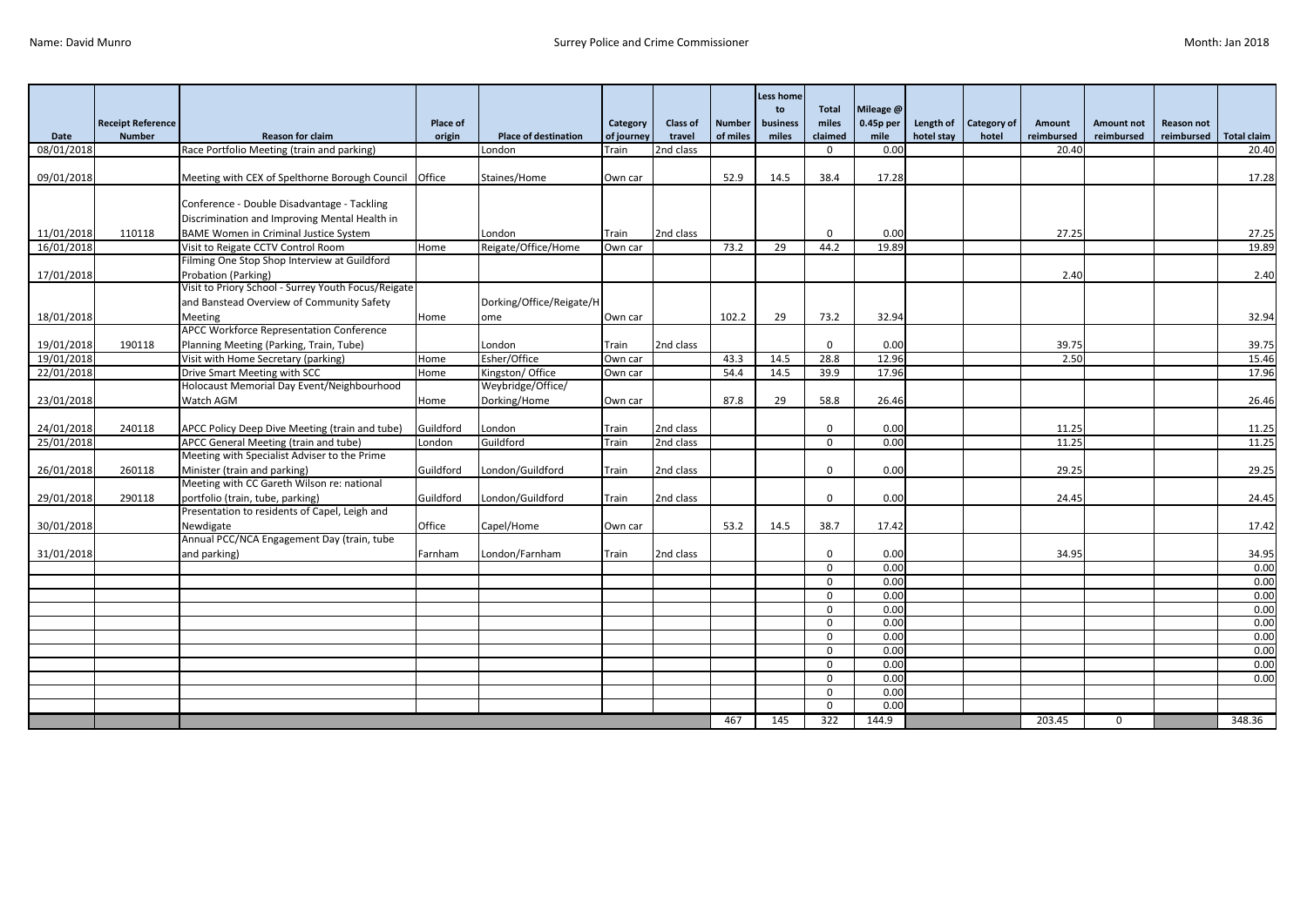Name: David Munro

Surrey Police and Crime Commissioner

Month: Jan 2018

| Date | Receipt Reference Number | Reason for claim | Place of origin | Place of destination | Category of journey | Class of travel | Number of miles | Less home to business miles | Total miles claimed | Mileage @ 0.45p per mile | Length of hotel stay | Category of hotel | Amount reimbursed | Amount not reimbursed | Reason not reimbursed | Total claim |
|---|---|---|---|---|---|---|---|---|---|---|---|---|---|---|---|---|
| 08/01/2018 | | Race Portfolio Meeting (train and parking) | | London | Train | 2nd class | | | 0 | 0.00 | | | 20.40 | | | 20.40 |
| 09/01/2018 | | Meeting with CEX of Spelthorne Borough Council | Office | Staines/Home | Own car | | 52.9 | 14.5 | 38.4 | 17.28 | | | | | | 17.28 |
| 11/01/2018 | 110118 | Conference - Double Disadvantage - Tackling Discrimination and Improving Mental Health in BAME Women in Criminal Justice System | | London | Train | 2nd class | | | 0 | 0.00 | | | 27.25 | | | 27.25 |
| 16/01/2018 | | Visit to Reigate CCTV Control Room | Home | Reigate/Office/Home | Own car | | 73.2 | 29 | 44.2 | 19.89 | | | | | | 19.89 |
| 17/01/2018 | | Filming One Stop Shop Interview at Guildford Probation (Parking) | | | | | | | | | | | 2.40 | | | 2.40 |
| 18/01/2018 | | Visit to Priory School - Surrey Youth Focus/Reigate and Banstead Overview of Community Safety Meeting | Home | Dorking/Office/Reigate/Home | Own car | | 102.2 | 29 | 73.2 | 32.94 | | | | | | 32.94 |
| 19/01/2018 | 190118 | APCC Workforce Representation Conference Planning Meeting (Parking, Train, Tube) | | London | Train | 2nd class | | | 0 | 0.00 | | | 39.75 | | | 39.75 |
| 19/01/2018 | | Visit with Home Secretary (parking) | Home | Esher/Office | Own car | | 43.3 | 14.5 | 28.8 | 12.96 | | | 2.50 | | | 15.46 |
| 22/01/2018 | | Drive Smart Meeting with SCC | Home | Kingston/ Office | Own car | | 54.4 | 14.5 | 39.9 | 17.96 | | | | | | 17.96 |
| 23/01/2018 | | Holocaust Memorial Day Event/Neighbourhood Watch AGM | Home | Weybridge/Office/ Dorking/Home | Own car | | 87.8 | 29 | 58.8 | 26.46 | | | | | | 26.46 |
| 24/01/2018 | 240118 | APCC Policy Deep Dive Meeting (train and tube) | Guildford | London | Train | 2nd class | | | 0 | 0.00 | | | 11.25 | | | 11.25 |
| 25/01/2018 | | APCC General Meeting (train and tube) | London | Guildford | Train | 2nd class | | | 0 | 0.00 | | | 11.25 | | | 11.25 |
| 26/01/2018 | 260118 | Meeting with Specialist Adviser to the Prime Minister (train and parking) | Guildford | London/Guildford | Train | 2nd class | | | 0 | 0.00 | | | 29.25 | | | 29.25 |
| 29/01/2018 | 290118 | Meeting with CC Gareth Wilson re: national portfolio (train, tube, parking) | Guildford | London/Guildford | Train | 2nd class | | | 0 | 0.00 | | | 24.45 | | | 24.45 |
| 30/01/2018 | | Presentation to residents of Capel, Leigh and Newdigate | Office | Capel/Home | Own car | | 53.2 | 14.5 | 38.7 | 17.42 | | | | | | 17.42 |
| 31/01/2018 | | Annual PCC/NCA Engagement Day (train, tube and parking) | Farnham | London/Farnham | Train | 2nd class | | | 0 | 0.00 | | | 34.95 | | | 34.95 |
| | | | | | | | | | 0 | 0.00 | | | | | | 0.00 |
| | | | | | | | | | 0 | 0.00 | | | | | | 0.00 |
| | | | | | | | | | 0 | 0.00 | | | | | | 0.00 |
| | | | | | | | | | 0 | 0.00 | | | | | | 0.00 |
| | | | | | | | | | 0 | 0.00 | | | | | | 0.00 |
| | | | | | | | | | 0 | 0.00 | | | | | | 0.00 |
| | | | | | | | | | 0 | 0.00 | | | | | | 0.00 |
| | | | | | | | | | 0 | 0.00 | | | | | | 0.00 |
| | | | | | | | | | 0 | 0.00 | | | | | | 0.00 |
| | | | | | | | | | 0 | 0.00 | | | | | | |
| | | | | | | | | | 0 | 0.00 | | | | | | |
| | | | | | | | 467 | 145 | 322 | 144.9 | | | 203.45 | 0 | | 348.36 |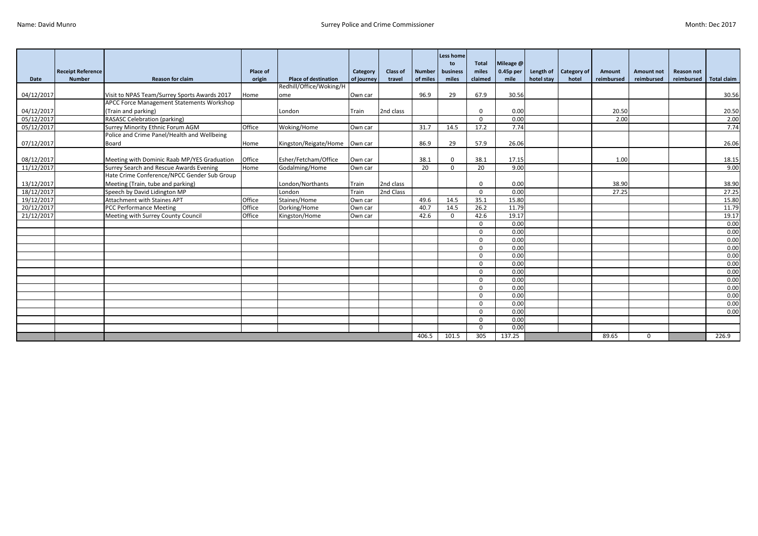Name: David Munro

Surrey Police and Crime Commissioner

Month: Dec 2017

| Date | Receipt Reference Number | Reason for claim | Place of origin | Place of destination | Category of journey | Class of travel | Number of miles | Less home to business miles | Total miles claimed | Mileage @ 0.45p per mile | Length of hotel stay | Category of hotel | Amount reimbursed | Amount not reimbursed | Reason not reimbursed | Total claim |
|---|---|---|---|---|---|---|---|---|---|---|---|---|---|---|---|---|
| 04/12/2017 | | Visit to NPAS Team/Surrey Sports Awards 2017 | Home | Redhill/Office/Woking/Home | Own car | | 96.9 | 29 | 67.9 | 30.56 | | | | | | 30.56 |
| 04/12/2017 | | APCC Force Management Statements Workshop (Train and parking) | | London | Train | 2nd class | | | 0 | 0.00 | | | 20.50 | | | 20.50 |
| 05/12/2017 | | RASASC Celebration (parking) | | | | | | | 0 | 0.00 | | | 2.00 | | | 2.00 |
| 05/12/2017 | | Surrey Minority Ethnic Forum AGM | Office | Woking/Home | Own car | | 31.7 | 14.5 | 17.2 | 7.74 | | | | | | 7.74 |
| 07/12/2017 | | Police and Crime Panel/Health and Wellbeing Board | Home | Kingston/Reigate/Home | Own car | | 86.9 | 29 | 57.9 | 26.06 | | | | | | 26.06 |
| 08/12/2017 | | Meeting with Dominic Raab MP/YES Graduation | Office | Esher/Fetcham/Office | Own car | | 38.1 | 0 | 38.1 | 17.15 | | | 1.00 | | | 18.15 |
| 11/12/2017 | | Surrey Search and Rescue Awards Evening | Home | Godalming/Home | Own car | | 20 | 0 | 20 | 9.00 | | | | | | 9.00 |
| 13/12/2017 | | Hate Crime Conference/NPCC Gender Sub Group Meeting (Train, tube and parking) | | London/Northants | Train | 2nd class | | | 0 | 0.00 | | | 38.90 | | | 38.90 |
| 18/12/2017 | | Speech by David Lidington MP | | London | Train | 2nd Class | | | 0 | 0.00 | | | 27.25 | | | 27.25 |
| 19/12/2017 | | Attachment with Staines APT | Office | Staines/Home | Own car | | 49.6 | 14.5 | 35.1 | 15.80 | | | | | | 15.80 |
| 20/12/2017 | | PCC Performance Meeting | Office | Dorking/Home | Own car | | 40.7 | 14.5 | 26.2 | 11.79 | | | | | | 11.79 |
| 21/12/2017 | | Meeting with Surrey County Council | Office | Kingston/Home | Own car | | 42.6 | 0 | 42.6 | 19.17 | | | | | | 19.17 |
| | | | | | | | | | 0 | 0.00 | | | | | | 0.00 |
| | | | | | | | | | 0 | 0.00 | | | | | | 0.00 |
| | | | | | | | | | 0 | 0.00 | | | | | | 0.00 |
| | | | | | | | | | 0 | 0.00 | | | | | | 0.00 |
| | | | | | | | | | 0 | 0.00 | | | | | | 0.00 |
| | | | | | | | | | 0 | 0.00 | | | | | | 0.00 |
| | | | | | | | | | 0 | 0.00 | | | | | | 0.00 |
| | | | | | | | | | 0 | 0.00 | | | | | | 0.00 |
| | | | | | | | | | 0 | 0.00 | | | | | | 0.00 |
| | | | | | | | | | 0 | 0.00 | | | | | | 0.00 |
| | | | | | | | | | 0 | 0.00 | | | | | | 0.00 |
| | | | | | | | | | 0 | 0.00 | | | | | | 0.00 |
| | | | | | | | | | 0 | 0.00 | | | | | | |
| | | | | | | | | | 0 | 0.00 | | | | | | |
| | | | | | | | 406.5 | 101.5 | 305 | 137.25 | | | 89.65 | 0 | | 226.9 |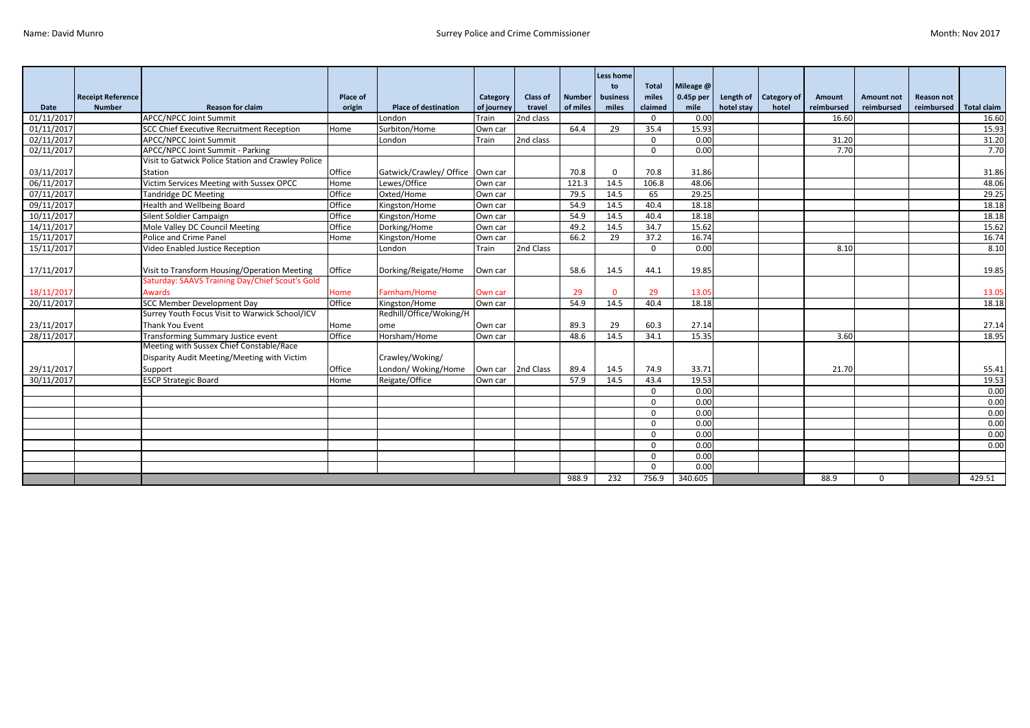Name: David Munro

Surrey Police and Crime Commissioner

Month: Nov 2017

| Date | Receipt Reference Number | Reason for claim | Place of origin | Place of destination | Category of journey | Class of travel | Number of miles | Less home to business miles | Total miles claimed | Mileage @ 0.45p per mile | Length of hotel stay | Category of hotel | Amount reimbursed | Amount not reimbursed | Reason not reimbursed | Total claim |
|---|---|---|---|---|---|---|---|---|---|---|---|---|---|---|---|---|
| 01/11/2017 | | APCC/NPCC Joint Summit | | London | Train | 2nd class | | | 0 | 0.00 | | | 16.60 | | | 16.60 |
| 01/11/2017 | | SCC Chief Executive Recruitment Reception | Home | Surbiton/Home | Own car | | 64.4 | 29 | 35.4 | 15.93 | | | | | | 15.93 |
| 02/11/2017 | | APCC/NPCC Joint Summit | | London | Train | 2nd class | | | 0 | 0.00 | | | 31.20 | | | 31.20 |
| 02/11/2017 | | APCC/NPCC Joint Summit - Parking | | | | | | | 0 | 0.00 | | | 7.70 | | | 7.70 |
| 03/11/2017 | | Visit to Gatwick Police Station and Crawley Police Station | Office | Gatwick/Crawley/ Office | Own car | | 70.8 | 0 | 70.8 | 31.86 | | | | | | 31.86 |
| 06/11/2017 | | Victim Services Meeting with Sussex OPCC | Home | Lewes/Office | Own car | | 121.3 | 14.5 | 106.8 | 48.06 | | | | | | 48.06 |
| 07/11/2017 | | Tandridge DC Meeting | Office | Oxted/Home | Own car | | 79.5 | 14.5 | 65 | 29.25 | | | | | | 29.25 |
| 09/11/2017 | | Health and Wellbeing Board | Office | Kingston/Home | Own car | | 54.9 | 14.5 | 40.4 | 18.18 | | | | | | 18.18 |
| 10/11/2017 | | Silent Soldier Campaign | Office | Kingston/Home | Own car | | 54.9 | 14.5 | 40.4 | 18.18 | | | | | | 18.18 |
| 14/11/2017 | | Mole Valley DC Council Meeting | Office | Dorking/Home | Own car | | 49.2 | 14.5 | 34.7 | 15.62 | | | | | | 15.62 |
| 15/11/2017 | | Police and Crime Panel | Home | Kingston/Home | Own car | | 66.2 | 29 | 37.2 | 16.74 | | | | | | 16.74 |
| 15/11/2017 | | Video Enabled Justice Reception | | London | Train | 2nd Class | | | 0 | 0.00 | | | 8.10 | | | 8.10 |
| 17/11/2017 | | Visit to Transform Housing/Operation Meeting | Office | Dorking/Reigate/Home | Own car | | 58.6 | 14.5 | 44.1 | 19.85 | | | | | | 19.85 |
| 18/11/2017 | | Saturday: SAAVS Training Day/Chief Scout's Gold Awards | Home | Farnham/Home | Own car | | 29 | 0 | 29 | 13.05 | | | | | | 13.05 |
| 20/11/2017 | | SCC Member Development Day | Office | Kingston/Home | Own car | | 54.9 | 14.5 | 40.4 | 18.18 | | | | | | 18.18 |
| 23/11/2017 | | Surrey Youth Focus Visit to Warwick School/ICV Thank You Event | Home | Redhill/Office/Woking/Home | Own car | | 89.3 | 29 | 60.3 | 27.14 | | | | | | 27.14 |
| 28/11/2017 | | Transforming Summary Justice event | Office | Horsham/Home | Own car | | 48.6 | 14.5 | 34.1 | 15.35 | | | 3.60 | | | 18.95 |
| 29/11/2017 | | Meeting with Sussex Chief Constable/Race Disparity Audit Meeting/Meeting with Victim Support | Office | Crawley/Woking/ London/ Woking/Home | Own car | 2nd Class | 89.4 | 14.5 | 74.9 | 33.71 | | | 21.70 | | | 55.41 |
| 30/11/2017 | | ESCP Strategic Board | Home | Reigate/Office | Own car | | 57.9 | 14.5 | 43.4 | 19.53 | | | | | | 19.53 |
| | | | | | | | | | 0 | 0.00 | | | | | | 0.00 |
| | | | | | | | | | 0 | 0.00 | | | | | | 0.00 |
| | | | | | | | | | 0 | 0.00 | | | | | | 0.00 |
| | | | | | | | | | 0 | 0.00 | | | | | | 0.00 |
| | | | | | | | | | 0 | 0.00 | | | | | | 0.00 |
| | | | | | | | | | 0 | 0.00 | | | | | | 0.00 |
| | | | | | | | | | 0 | 0.00 | | | | | | |
| | | | | | | | | | 0 | 0.00 | | | | | | |
| | | | | | | | 988.9 | 232 | 756.9 | 340.605 | | | 88.9 | 0 | | 429.51 |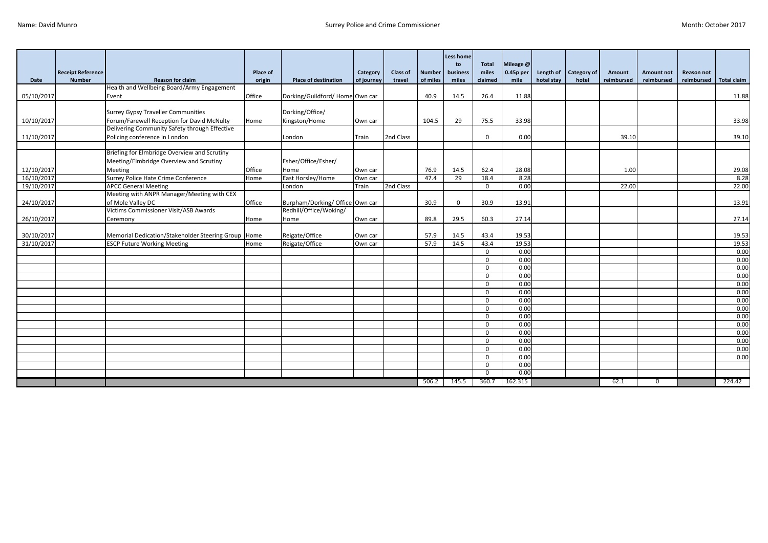Name: David Munro | Surrey Police and Crime Commissioner | Month: October 2017

| Date | Receipt Reference Number | Reason for claim | Place of origin | Place of destination | Category of journey | Class of travel | Number of miles | Less home to business miles | Total miles claimed | Mileage @ 0.45p per mile | Length of hotel stay | Category of hotel | Amount reimbursed | Amount not reimbursed | Reason not reimbursed | Total claim |
|---|---|---|---|---|---|---|---|---|---|---|---|---|---|---|---|---|
| 05/10/2017 | | Health and Wellbeing Board/Army Engagement Event | Office | Dorking/Guildford/ Home | Own car | | 40.9 | 14.5 | 26.4 | 11.88 | | | | | | 11.88 |
| 10/10/2017 | | Surrey Gypsy Traveller Communities Forum/Farewell Reception for David McNulty | Home | Dorking/Office/ Kingston/Home | Own car | | 104.5 | 29 | 75.5 | 33.98 | | | | | | 33.98 |
| 11/10/2017 | | Delivering Community Safety through Effective Policing conference in London | | London | Train | 2nd Class | | | 0 | 0.00 | | | 39.10 | | | 39.10 |
| | | | | | | | | | | | | | | | | |
| 12/10/2017 | | Briefing for Elmbridge Overview and Scrutiny Meeting/Elmbridge Overview and Scrutiny Meeting | Office | Esher/Office/Esher/ Home | Own car | | 76.9 | 14.5 | 62.4 | 28.08 | | | 1.00 | | | 29.08 |
| 16/10/2017 | | Surrey Police Hate Crime Conference | Home | East Horsley/Home | Own car | | 47.4 | 29 | 18.4 | 8.28 | | | | | | 8.28 |
| 19/10/2017 | | APCC General Meeting | | London | Train | 2nd Class | | | 0 | 0.00 | | | 22.00 | | | 22.00 |
| 24/10/2017 | | Meeting with ANPR Manager/Meeting with CEX of Mole Valley DC | Office | Burpham/Dorking/ Office | Own car | | 30.9 | 0 | 30.9 | 13.91 | | | | | | 13.91 |
| 26/10/2017 | | Victims Commissioner Visit/ASB Awards Ceremony | Home | Redhill/Office/Woking/ Home | Own car | | 89.8 | 29.5 | 60.3 | 27.14 | | | | | | 27.14 |
| 30/10/2017 | | Memorial Dedication/Stakeholder Steering Group | Home | Reigate/Office | Own car | | 57.9 | 14.5 | 43.4 | 19.53 | | | | | | 19.53 |
| 31/10/2017 | | ESCP Future Working Meeting | Home | Reigate/Office | Own car | | 57.9 | 14.5 | 43.4 | 19.53 | | | | | | 19.53 |
| | | | | | | | | | 0 | 0.00 | | | | | | 0.00 |
| | | | | | | | | | 0 | 0.00 | | | | | | 0.00 |
| | | | | | | | | | 0 | 0.00 | | | | | | 0.00 |
| | | | | | | | | | 0 | 0.00 | | | | | | 0.00 |
| | | | | | | | | | 0 | 0.00 | | | | | | 0.00 |
| | | | | | | | | | 0 | 0.00 | | | | | | 0.00 |
| | | | | | | | | | 0 | 0.00 | | | | | | 0.00 |
| | | | | | | | | | 0 | 0.00 | | | | | | 0.00 |
| | | | | | | | | | 0 | 0.00 | | | | | | 0.00 |
| | | | | | | | | | 0 | 0.00 | | | | | | 0.00 |
| | | | | | | | | | 0 | 0.00 | | | | | | 0.00 |
| | | | | | | | | | 0 | 0.00 | | | | | | 0.00 |
| | | | | | | | | | 0 | 0.00 | | | | | | 0.00 |
| | | | | | | | | | 0 | 0.00 | | | | | | 0.00 |
| | | | | | | | | | 0 | 0.00 | | | | | | |
| | | | | | | | | | 0 | 0.00 | | | | | | |
| | | | | | | | 506.2 | 145.5 | 360.7 | 162.315 | | | 62.1 | 0 | | 224.42 |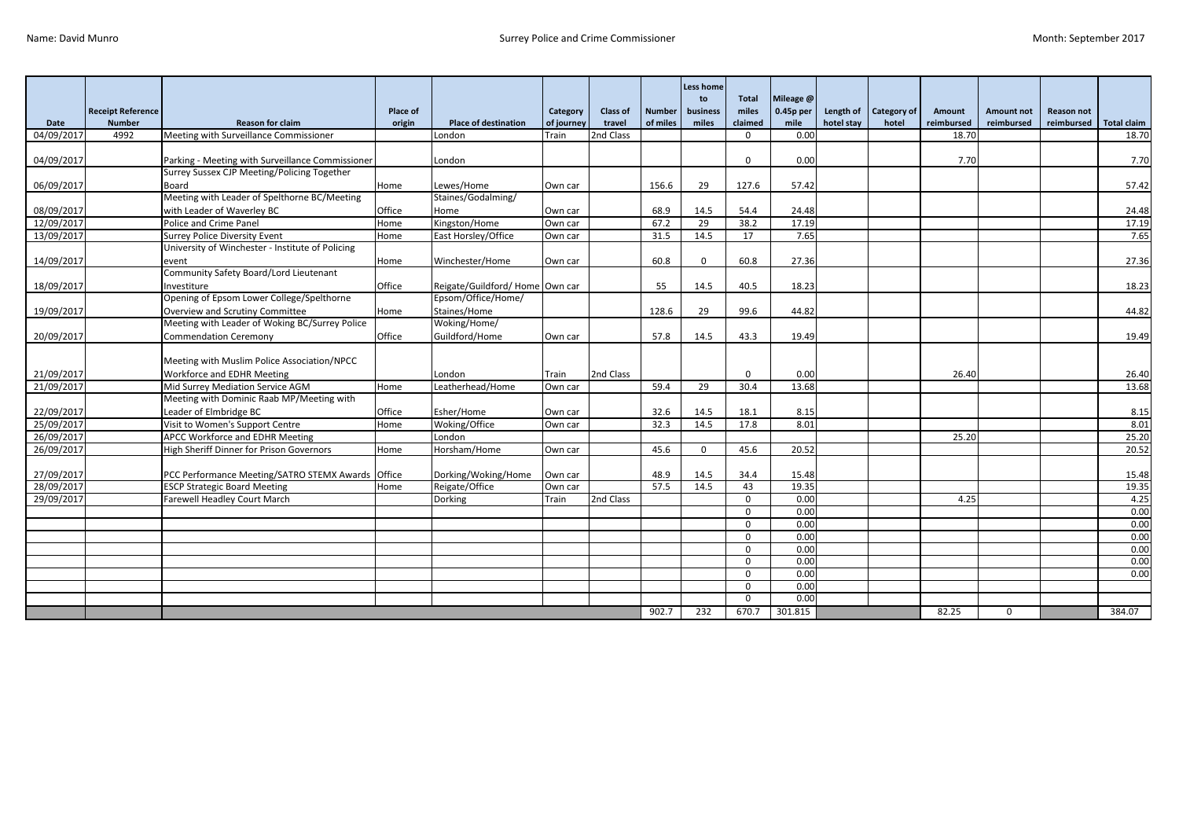Name: David Munro

Surrey Police and Crime Commissioner

Month: September 2017

| Date | Receipt Reference Number | Reason for claim | Place of origin | Place of destination | Category of journey | Class of travel | Number of miles | Less home to business miles | Total miles claimed | Mileage @ 0.45p per mile | Length of hotel stay | Category of hotel | Amount reimbursed | Amount not reimbursed | Reason not reimbursed | Total claim |
|---|---|---|---|---|---|---|---|---|---|---|---|---|---|---|---|---|
| 04/09/2017 | 4992 | Meeting with Surveillance Commissioner | | London | Train | 2nd Class | | | 0 | 0.00 | | | 18.70 | | | 18.70 |
| 04/09/2017 | | Parking - Meeting with Surveillance Commissioner | | London | | | | | 0 | 0.00 | | | 7.70 | | | 7.70 |
| 06/09/2017 | | Surrey Sussex CJP Meeting/Policing Together Board | Home | Lewes/Home | Own car | | 156.6 | 29 | 127.6 | 57.42 | | | | | | 57.42 |
| 08/09/2017 | | Meeting with Leader of Spelthorne BC/Meeting with Leader of Waverley BC | Office | Staines/Godalming/ Home | Own car | | 68.9 | 14.5 | 54.4 | 24.48 | | | | | | 24.48 |
| 12/09/2017 | | Police and Crime Panel | Home | Kingston/Home | Own car | | 67.2 | 29 | 38.2 | 17.19 | | | | | | 17.19 |
| 13/09/2017 | | Surrey Police Diversity Event | Home | East Horsley/Office | Own car | | 31.5 | 14.5 | 17 | 7.65 | | | | | | 7.65 |
| 14/09/2017 | | University of Winchester - Institute of Policing event | Home | Winchester/Home | Own car | | 60.8 | 0 | 60.8 | 27.36 | | | | | | 27.36 |
| 18/09/2017 | | Community Safety Board/Lord Lieutenant Investiture | Office | Reigate/Guildford/ Home | Own car | | 55 | 14.5 | 40.5 | 18.23 | | | | | | 18.23 |
| 19/09/2017 | | Opening of Epsom Lower College/Spelthorne Overview and Scrutiny Committee | Home | Epsom/Office/Home/ Staines/Home | | | 128.6 | 29 | 99.6 | 44.82 | | | | | | 44.82 |
| 20/09/2017 | | Meeting with Leader of Woking BC/Surrey Police Commendation Ceremony | Office | Woking/Home/ Guildford/Home | Own car | | 57.8 | 14.5 | 43.3 | 19.49 | | | | | | 19.49 |
| 21/09/2017 | | Meeting with Muslim Police Association/NPCC Workforce and EDHR Meeting | | London | Train | 2nd Class | | | 0 | 0.00 | | | 26.40 | | | 26.40 |
| 21/09/2017 | | Mid Surrey Mediation Service AGM | Home | Leatherhead/Home | Own car | | 59.4 | 29 | 30.4 | 13.68 | | | | | | 13.68 |
| 22/09/2017 | | Meeting with Dominic Raab MP/Meeting with Leader of Elmbridge BC | Office | Esher/Home | Own car | | 32.6 | 14.5 | 18.1 | 8.15 | | | | | | 8.15 |
| 25/09/2017 | | Visit to Women's Support Centre | Home | Woking/Office | Own car | | 32.3 | 14.5 | 17.8 | 8.01 | | | | | | 8.01 |
| 26/09/2017 | | APCC Workforce and EDHR Meeting | | London | | | | | | | | | 25.20 | | | 25.20 |
| 26/09/2017 | | High Sheriff Dinner for Prison Governors | Home | Horsham/Home | Own car | | 45.6 | 0 | 45.6 | 20.52 | | | | | | 20.52 |
| 27/09/2017 | | PCC Performance Meeting/SATRO STEMX Awards | Office | Dorking/Woking/Home | Own car | | 48.9 | 14.5 | 34.4 | 15.48 | | | | | | 15.48 |
| 28/09/2017 | | ESCP Strategic Board Meeting | Home | Reigate/Office | Own car | | 57.5 | 14.5 | 43 | 19.35 | | | | | | 19.35 |
| 29/09/2017 | | Farewell Headley Court March | | Dorking | Train | 2nd Class | | | 0 | 0.00 | | | 4.25 | | | 4.25 |
| | | | | | | | | | 0 | 0.00 | | | | | | 0.00 |
| | | | | | | | | | 0 | 0.00 | | | | | | 0.00 |
| | | | | | | | | | 0 | 0.00 | | | | | | 0.00 |
| | | | | | | | | | 0 | 0.00 | | | | | | 0.00 |
| | | | | | | | | | 0 | 0.00 | | | | | | 0.00 |
| | | | | | | | | | 0 | 0.00 | | | | | | 0.00 |
| | | | | | | | | | 0 | 0.00 | | | | | | |
| | | | | | | | | | 0 | 0.00 | | | | | | |
| | | | | | | | 902.7 | 232 | 670.7 | 301.815 | | | 82.25 | 0 | | 384.07 |